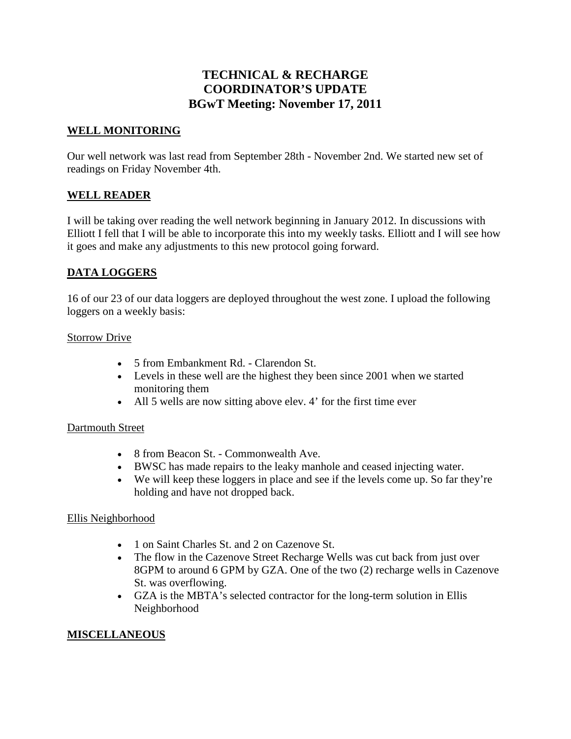# TECHNICAL & RECHARGE COORDINATOR'S UPDATE
## BGwT Meeting: November 17, 2011

**WELL MONITORING**

Our well network was last read from September 28th - November 2nd. We started new set of readings on Friday November 4th.

**WELL READER**

I will be taking over reading the well network beginning in January 2012. In discussions with Elliott I fell that I will be able to incorporate this into my weekly tasks. Elliott and I will see how it goes and make any adjustments to this new protocol going forward.

**DATA LOGGERS**

16 of our 23 of our data loggers are deployed throughout the west zone. I upload the following loggers on a weekly basis:

Storrow Drive

- 5 from Embankment Rd. - Clarendon St.
- Levels in these well are the highest they been since 2001 when we started monitoring them
- All 5 wells are now sitting above elev. 4' for the first time ever

Dartmouth Street

- 8 from Beacon St. - Commonwealth Ave.
- BWSC has made repairs to the leaky manhole and ceased injecting water.
- We will keep these loggers in place and see if the levels come up. So far they're holding and have not dropped back.

Ellis Neighborhood

- 1 on Saint Charles St. and 2 on Cazenove St.
- The flow in the Cazenove Street Recharge Wells was cut back from just over 8GPM to around 6 GPM by GZA. One of the two (2) recharge wells in Cazenove St. was overflowing.
- GZA is the MBTA's selected contractor for the long-term solution in Ellis Neighborhood

**MISCELLANEOUS**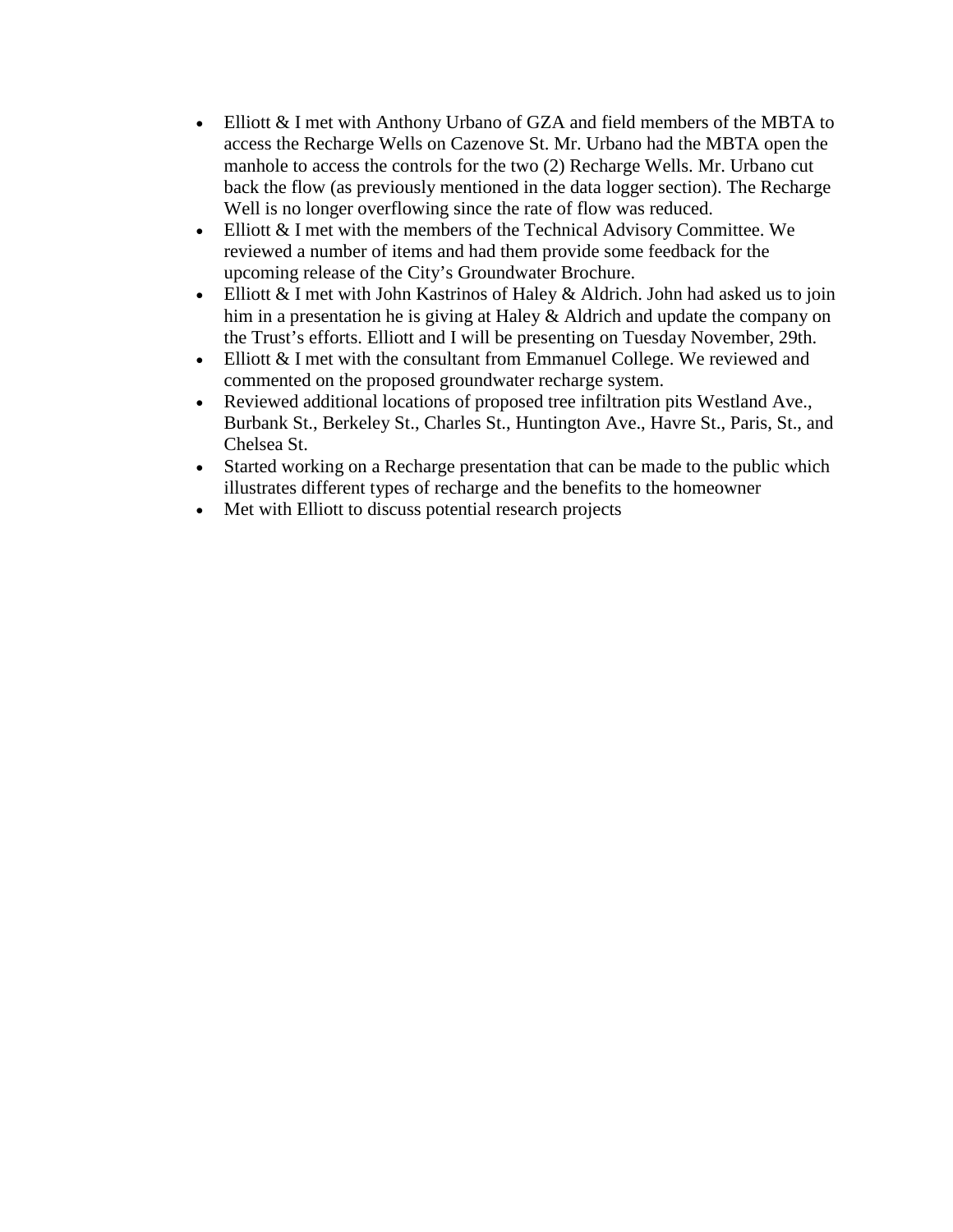- Elliott & I met with Anthony Urbano of GZA and field members of the MBTA to access the Recharge Wells on Cazenove St. Mr. Urbano had the MBTA open the manhole to access the controls for the two (2) Recharge Wells. Mr. Urbano cut back the flow (as previously mentioned in the data logger section). The Recharge Well is no longer overflowing since the rate of flow was reduced.
- Elliott & I met with the members of the Technical Advisory Committee. We reviewed a number of items and had them provide some feedback for the upcoming release of the City's Groundwater Brochure.
- Elliott & I met with John Kastrinos of Haley & Aldrich. John had asked us to join him in a presentation he is giving at Haley & Aldrich and update the company on the Trust's efforts. Elliott and I will be presenting on Tuesday November, 29th.
- Elliott & I met with the consultant from Emmanuel College. We reviewed and commented on the proposed groundwater recharge system.
- Reviewed additional locations of proposed tree infiltration pits Westland Ave., Burbank St., Berkeley St., Charles St., Huntington Ave., Havre St., Paris, St., and Chelsea St.
- Started working on a Recharge presentation that can be made to the public which illustrates different types of recharge and the benefits to the homeowner
- Met with Elliott to discuss potential research projects